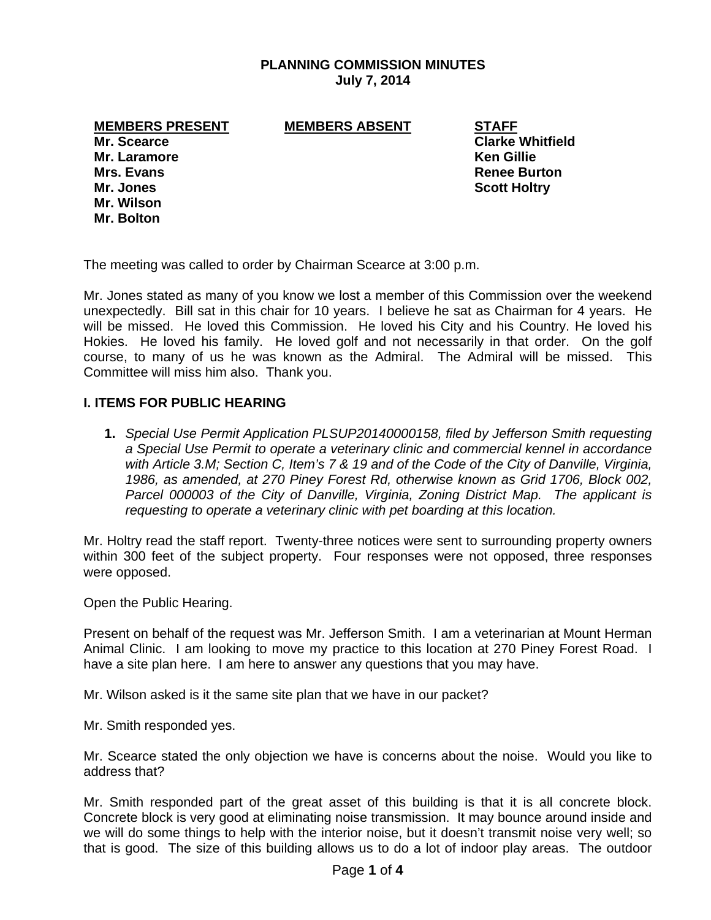# PLANNING COMMISSION MINUTES
**July 7, 2014**

| MEMBERS PRESENT | MEMBERS ABSENT | STAFF |
|---|---|---|
| Mr. Scearce | | Clarke Whitfield |
| Mr. Laramore | | Ken Gillie |
| Mrs. Evans | | Renee Burton |
| Mr. Jones | | Scott Holtry |
| Mr. Wilson | | |
| Mr. Bolton | | |

The meeting was called to order by Chairman Scearce at 3:00 p.m.

Mr. Jones stated as many of you know we lost a member of this Commission over the weekend unexpectedly. Bill sat in this chair for 10 years. I believe he sat as Chairman for 4 years. He will be missed. He loved this Commission. He loved his City and his Country. He loved his Hokies. He loved his family. He loved golf and not necessarily in that order. On the golf course, to many of us he was known as the Admiral. The Admiral will be missed. This Committee will miss him also. Thank you.

## I. ITEMS FOR PUBLIC HEARING

1. *Special Use Permit Application PLSUP20140000158, filed by Jefferson Smith requesting a Special Use Permit to operate a veterinary clinic and commercial kennel in accordance with Article 3.M; Section C, Item's 7 & 19 and of the Code of the City of Danville, Virginia, 1986, as amended, at 270 Piney Forest Rd, otherwise known as Grid 1706, Block 002, Parcel 000003 of the City of Danville, Virginia, Zoning District Map. The applicant is requesting to operate a veterinary clinic with pet boarding at this location.*

Mr. Holtry read the staff report. Twenty-three notices were sent to surrounding property owners within 300 feet of the subject property. Four responses were not opposed, three responses were opposed.

Open the Public Hearing.

Present on behalf of the request was Mr. Jefferson Smith. I am a veterinarian at Mount Herman Animal Clinic. I am looking to move my practice to this location at 270 Piney Forest Road. I have a site plan here. I am here to answer any questions that you may have.

Mr. Wilson asked is it the same site plan that we have in our packet?

Mr. Smith responded yes.

Mr. Scearce stated the only objection we have is concerns about the noise. Would you like to address that?

Mr. Smith responded part of the great asset of this building is that it is all concrete block. Concrete block is very good at eliminating noise transmission. It may bounce around inside and we will do some things to help with the interior noise, but it doesn't transmit noise very well; so that is good. The size of this building allows us to do a lot of indoor play areas. The outdoor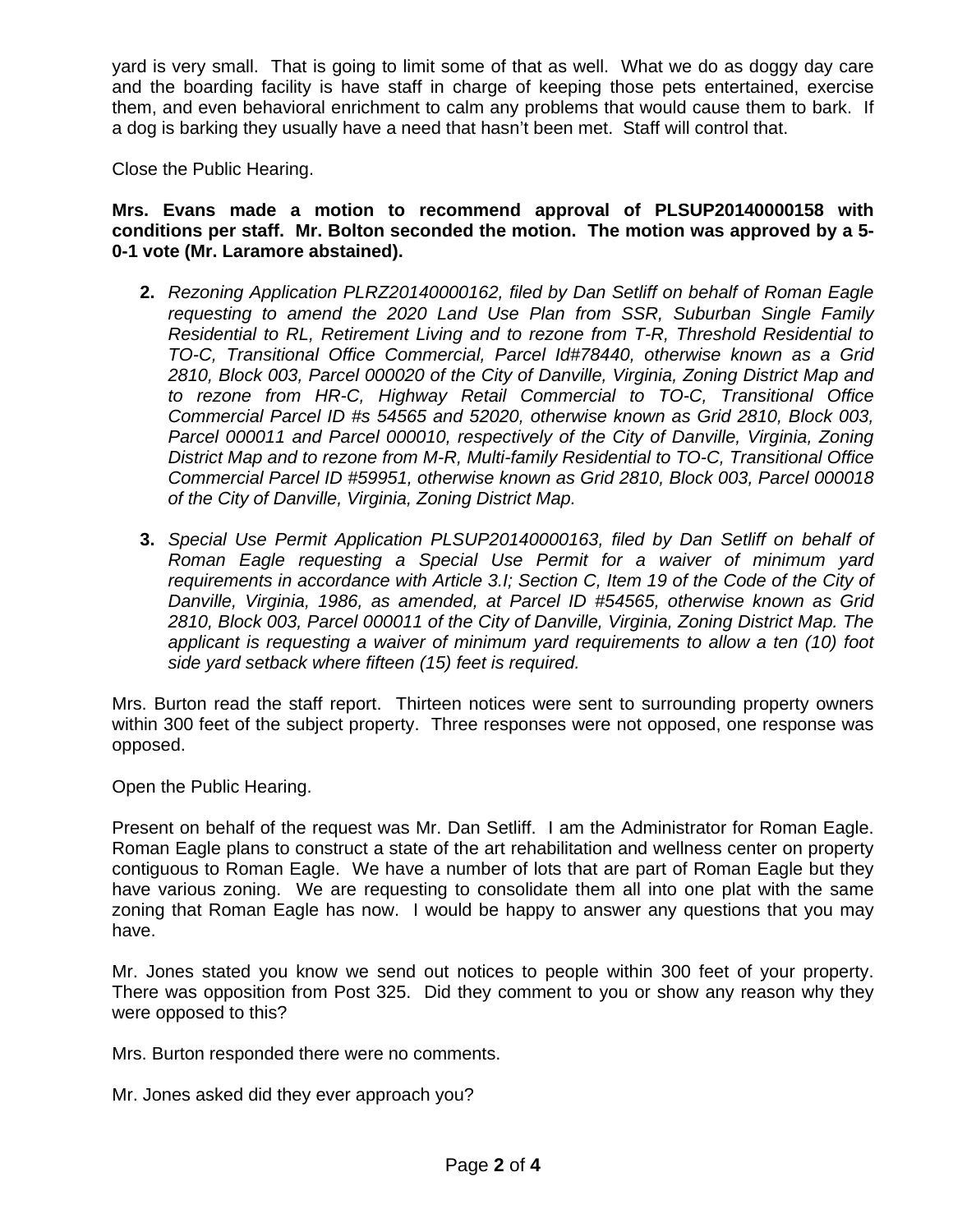yard is very small. That is going to limit some of that as well. What we do as doggy day care and the boarding facility is have staff in charge of keeping those pets entertained, exercise them, and even behavioral enrichment to calm any problems that would cause them to bark. If a dog is barking they usually have a need that hasn't been met. Staff will control that.

Close the Public Hearing.

**Mrs. Evans made a motion to recommend approval of PLSUP20140000158 with conditions per staff. Mr. Bolton seconded the motion. The motion was approved by a 5-0-1 vote (Mr. Laramore abstained).**

2. *Rezoning Application PLRZ20140000162, filed by Dan Setliff on behalf of Roman Eagle requesting to amend the 2020 Land Use Plan from SSR, Suburban Single Family Residential to RL, Retirement Living and to rezone from T-R, Threshold Residential to TO-C, Transitional Office Commercial, Parcel Id#78440, otherwise known as a Grid 2810, Block 003, Parcel 000020 of the City of Danville, Virginia, Zoning District Map and to rezone from HR-C, Highway Retail Commercial to TO-C, Transitional Office Commercial Parcel ID #s 54565 and 52020, otherwise known as Grid 2810, Block 003, Parcel 000011 and Parcel 000010, respectively of the City of Danville, Virginia, Zoning District Map and to rezone from M-R, Multi-family Residential to TO-C, Transitional Office Commercial Parcel ID #59951, otherwise known as Grid 2810, Block 003, Parcel 000018 of the City of Danville, Virginia, Zoning District Map.*

3. *Special Use Permit Application PLSUP20140000163, filed by Dan Setliff on behalf of Roman Eagle requesting a Special Use Permit for a waiver of minimum yard requirements in accordance with Article 3.I; Section C, Item 19 of the Code of the City of Danville, Virginia, 1986, as amended, at Parcel ID #54565, otherwise known as Grid 2810, Block 003, Parcel 000011 of the City of Danville, Virginia, Zoning District Map. The applicant is requesting a waiver of minimum yard requirements to allow a ten (10) foot side yard setback where fifteen (15) feet is required.*

Mrs. Burton read the staff report. Thirteen notices were sent to surrounding property owners within 300 feet of the subject property. Three responses were not opposed, one response was opposed.

Open the Public Hearing.

Present on behalf of the request was Mr. Dan Setliff. I am the Administrator for Roman Eagle. Roman Eagle plans to construct a state of the art rehabilitation and wellness center on property contiguous to Roman Eagle. We have a number of lots that are part of Roman Eagle but they have various zoning. We are requesting to consolidate them all into one plat with the same zoning that Roman Eagle has now. I would be happy to answer any questions that you may have.

Mr. Jones stated you know we send out notices to people within 300 feet of your property. There was opposition from Post 325. Did they comment to you or show any reason why they were opposed to this?

Mrs. Burton responded there were no comments.

Mr. Jones asked did they ever approach you?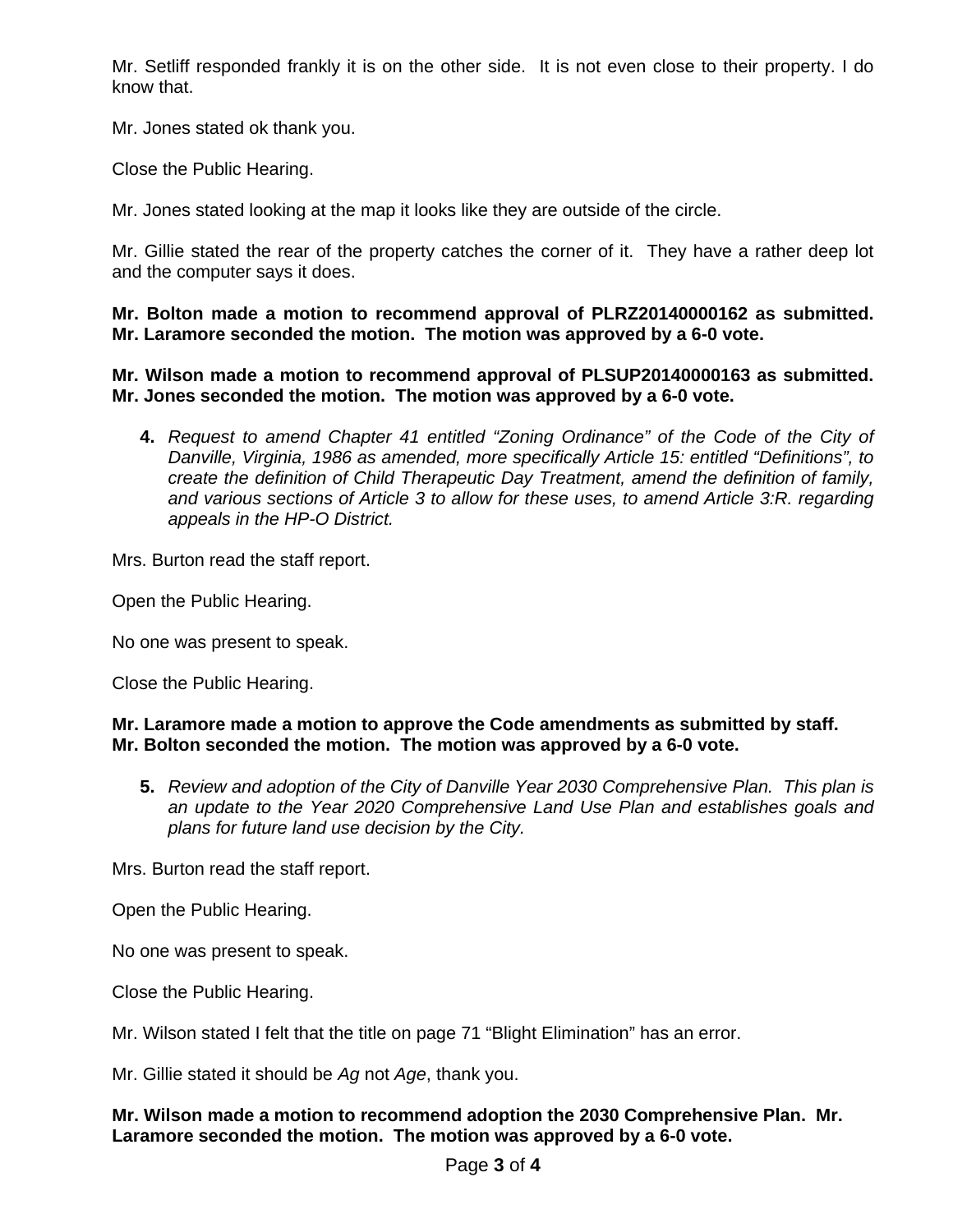Mr. Setliff responded frankly it is on the other side. It is not even close to their property. I do know that.

Mr. Jones stated ok thank you.

Close the Public Hearing.

Mr. Jones stated looking at the map it looks like they are outside of the circle.

Mr. Gillie stated the rear of the property catches the corner of it. They have a rather deep lot and the computer says it does.

**Mr. Bolton made a motion to recommend approval of PLRZ20140000162 as submitted. Mr. Laramore seconded the motion. The motion was approved by a 6-0 vote.**

**Mr. Wilson made a motion to recommend approval of PLSUP20140000163 as submitted. Mr. Jones seconded the motion. The motion was approved by a 6-0 vote.**

**4.** *Request to amend Chapter 41 entitled "Zoning Ordinance" of the Code of the City of Danville, Virginia, 1986 as amended, more specifically Article 15: entitled "Definitions", to create the definition of Child Therapeutic Day Treatment, amend the definition of family, and various sections of Article 3 to allow for these uses, to amend Article 3:R. regarding appeals in the HP-O District.*

Mrs. Burton read the staff report.

Open the Public Hearing.

No one was present to speak.

Close the Public Hearing.

**Mr. Laramore made a motion to approve the Code amendments as submitted by staff. Mr. Bolton seconded the motion. The motion was approved by a 6-0 vote.**

**5.** *Review and adoption of the City of Danville Year 2030 Comprehensive Plan. This plan is an update to the Year 2020 Comprehensive Land Use Plan and establishes goals and plans for future land use decision by the City.*

Mrs. Burton read the staff report.

Open the Public Hearing.

No one was present to speak.

Close the Public Hearing.

Mr. Wilson stated I felt that the title on page 71 "Blight Elimination" has an error.

Mr. Gillie stated it should be *Ag* not *Age*, thank you.

**Mr. Wilson made a motion to recommend adoption the 2030 Comprehensive Plan. Mr. Laramore seconded the motion. The motion was approved by a 6-0 vote.**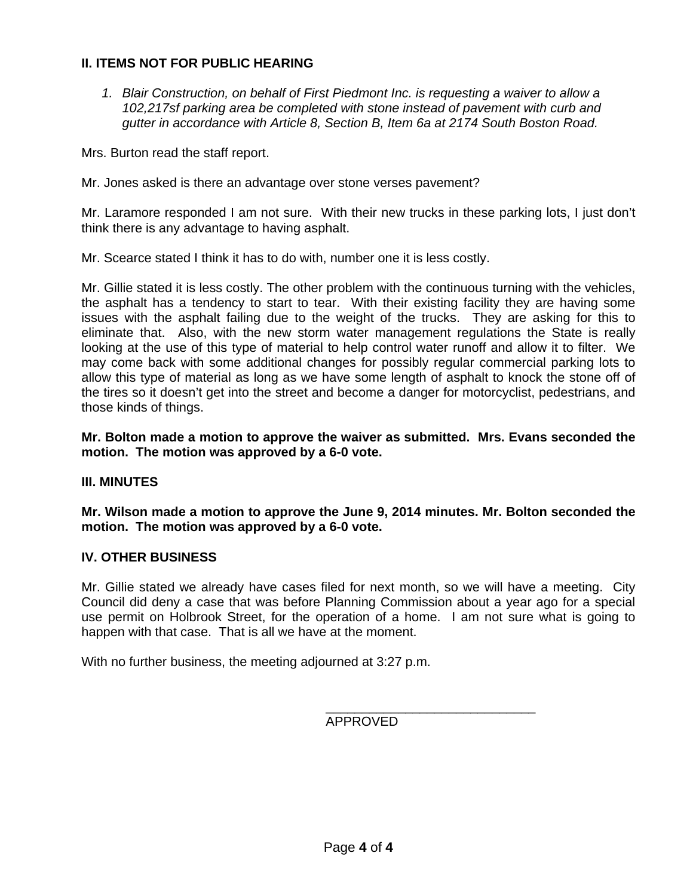**II. ITEMS NOT FOR PUBLIC HEARING**

1. *Blair Construction, on behalf of First Piedmont Inc. is requesting a waiver to allow a 102,217sf parking area be completed with stone instead of pavement with curb and gutter in accordance with Article 8, Section B, Item 6a at 2174 South Boston Road.*

Mrs. Burton read the staff report.

Mr. Jones asked is there an advantage over stone verses pavement?

Mr. Laramore responded I am not sure. With their new trucks in these parking lots, I just don't think there is any advantage to having asphalt.

Mr. Scearce stated I think it has to do with, number one it is less costly.

Mr. Gillie stated it is less costly. The other problem with the continuous turning with the vehicles, the asphalt has a tendency to start to tear. With their existing facility they are having some issues with the asphalt failing due to the weight of the trucks. They are asking for this to eliminate that. Also, with the new storm water management regulations the State is really looking at the use of this type of material to help control water runoff and allow it to filter. We may come back with some additional changes for possibly regular commercial parking lots to allow this type of material as long as we have some length of asphalt to knock the stone off of the tires so it doesn't get into the street and become a danger for motorcyclist, pedestrians, and those kinds of things.

**Mr. Bolton made a motion to approve the waiver as submitted. Mrs. Evans seconded the motion. The motion was approved by a 6-0 vote.**

**III. MINUTES**

**Mr. Wilson made a motion to approve the June 9, 2014 minutes. Mr. Bolton seconded the motion. The motion was approved by a 6-0 vote.**

**IV. OTHER BUSINESS**

Mr. Gillie stated we already have cases filed for next month, so we will have a meeting. City Council did deny a case that was before Planning Commission about a year ago for a special use permit on Holbrook Street, for the operation of a home. I am not sure what is going to happen with that case. That is all we have at the moment.

With no further business, the meeting adjourned at 3:27 p.m.

\_\_\_\_\_\_\_\_\_\_\_\_\_\_\_\_\_\_\_\_\_\_\_\_\_\_\_\_\_\_
APPROVED